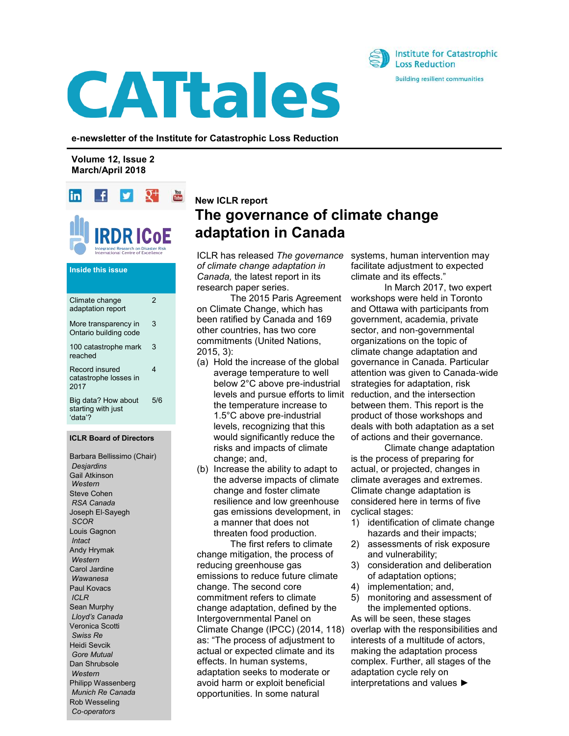# CATtales

Institute for Catastrophic Loss Reduction

Building resilient communities

**e-newsletter of the Institute for Catastrophic Loss Reduction**

**Volume 12, Issue 2**
**March/April 2018**

IRDR ICoE — Integrated Research on Disaster Risk International Centre of Excellence

**Inside this issue**

| | |
|---|---|
| Climate change adaptation report | 2 |
| More transparency in Ontario building code | 3 |
| 100 catastrophe mark reached | 3 |
| Record insured catastrophe losses in 2017 | 4 |
| Big data? How about starting with just 'data'? | 5/6 |

**ICLR Board of Directors**

Barbara Bellissimo (Chair) *Desjardins*
Gail Atkinson *Western*
Steve Cohen *RSA Canada*
Joseph El-Sayegh *SCOR*
Louis Gagnon *Intact*
Andy Hrymak *Western*
Carol Jardine *Wawanesa*
Paul Kovacs *ICLR*
Sean Murphy *Lloyd's Canada*
Veronica Scotti *Swiss Re*
Heidi Sevcik *Gore Mutual*
Dan Shrubsole *Western*
Philipp Wassenberg *Munich Re Canada*
Rob Wesseling *Co-operators*

**New ICLR report**

## The governance of climate change adaptation in Canada

ICLR has released *The governance of climate change adaptation in Canada,* the latest report in its research paper series.

The 2015 Paris Agreement on Climate Change, which has been ratified by Canada and 169 other countries, has two core commitments (United Nations, 2015, 3):

(a) Hold the increase of the global average temperature to well below 2°C above pre-industrial levels and pursue efforts to limit the temperature increase to 1.5°C above pre-industrial levels, recognizing that this would significantly reduce the risks and impacts of climate change; and,

(b) Increase the ability to adapt to the adverse impacts of climate change and foster climate resilience and low greenhouse gas emissions development, in a manner that does not threaten food production.

The first refers to climate change mitigation, the process of reducing greenhouse gas emissions to reduce future climate change. The second core commitment refers to climate change adaptation, defined by the Intergovernmental Panel on Climate Change (IPCC) (2014, 118) as: "The process of adjustment to actual or expected climate and its effects. In human systems, adaptation seeks to moderate or avoid harm or exploit beneficial opportunities. In some natural systems, human intervention may facilitate adjustment to expected climate and its effects."

In March 2017, two expert workshops were held in Toronto and Ottawa with participants from government, academia, private sector, and non-governmental organizations on the topic of climate change adaptation and governance in Canada. Particular attention was given to Canada-wide strategies for adaptation, risk reduction, and the intersection between them. This report is the product of those workshops and deals with both adaptation as a set of actions and their governance.

Climate change adaptation is the process of preparing for actual, or projected, changes in climate averages and extremes. Climate change adaptation is considered here in terms of five cyclical stages:

1) identification of climate change hazards and their impacts;
2) assessments of risk exposure and vulnerability;
3) consideration and deliberation of adaptation options;
4) implementation; and,
5) monitoring and assessment of the implemented options.

As will be seen, these stages overlap with the responsibilities and interests of a multitude of actors, making the adaptation process complex. Further, all stages of the adaptation cycle rely on interpretations and values ►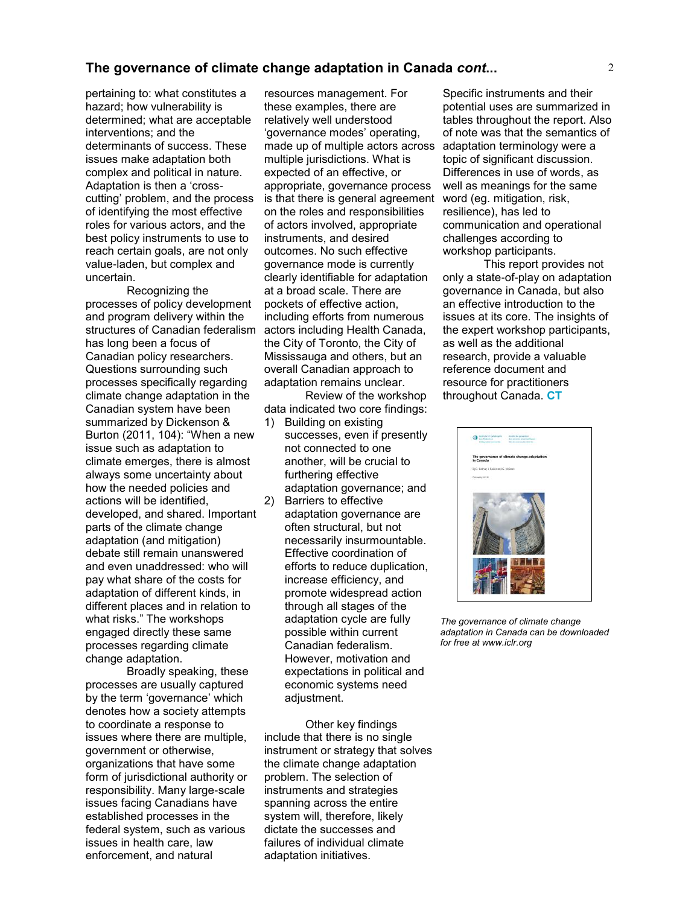pertaining to: what constitutes a hazard; how vulnerability is determined; what are acceptable interventions; and the determinants of success. These issues make adaptation both complex and political in nature. Adaptation is then a 'cross-cutting' problem, and the process of identifying the most effective roles for various actors, and the best policy instruments to use to reach certain goals, are not only value-laden, but complex and uncertain.

Recognizing the processes of policy development and program delivery within the structures of Canadian federalism has long been a focus of Canadian policy researchers. Questions surrounding such processes specifically regarding climate change adaptation in the Canadian system have been summarized by Dickenson & Burton (2011, 104): "When a new issue such as adaptation to climate emerges, there is almost always some uncertainty about how the needed policies and actions will be identified, developed, and shared. Important parts of the climate change adaptation (and mitigation) debate still remain unanswered and even unaddressed: who will pay what share of the costs for adaptation of different kinds, in different places and in relation to what risks." The workshops engaged directly these same processes regarding climate change adaptation.

Broadly speaking, these processes are usually captured by the term 'governance' which denotes how a society attempts to coordinate a response to issues where there are multiple, government or otherwise, organizations that have some form of jurisdictional authority or responsibility. Many large-scale issues facing Canadians have established processes in the federal system, such as various issues in health care, law enforcement, and natural resources management. For these examples, there are relatively well understood 'governance modes' operating, made up of multiple actors across multiple jurisdictions. What is expected of an effective, or appropriate, governance process is that there is general agreement on the roles and responsibilities of actors involved, appropriate instruments, and desired outcomes. No such effective governance mode is currently clearly identifiable for adaptation at a broad scale. There are pockets of effective action, including efforts from numerous actors including Health Canada, the City of Toronto, the City of Mississauga and others, but an overall Canadian approach to adaptation remains unclear.

Review of the workshop data indicated two core findings:

1) Building on existing successes, even if presently not connected to one another, will be crucial to furthering effective adaptation governance; and
2) Barriers to effective adaptation governance are often structural, but not necessarily insurmountable. Effective coordination of efforts to reduce duplication, increase efficiency, and promote widespread action through all stages of the adaptation cycle are fully possible within current Canadian federalism. However, motivation and expectations in political and economic systems need adjustment.

Other key findings include that there is no single instrument or strategy that solves the climate change adaptation problem. The selection of instruments and strategies spanning across the entire system will, therefore, likely dictate the successes and failures of individual climate adaptation initiatives. Specific instruments and their potential uses are summarized in tables throughout the report. Also of note was that the semantics of adaptation terminology were a topic of significant discussion. Differences in use of words, as well as meanings for the same word (eg. mitigation, risk, resilience), has led to communication and operational challenges according to workshop participants.

This report provides not only a state-of-play on adaptation governance in Canada, but also an effective introduction to the issues at its core. The insights of the expert workshop participants, as well as the additional research, provide a valuable reference document and resource for practitioners throughout Canada. **CT**

*The governance of climate change adaptation in Canada can be downloaded for free at www.iclr.org*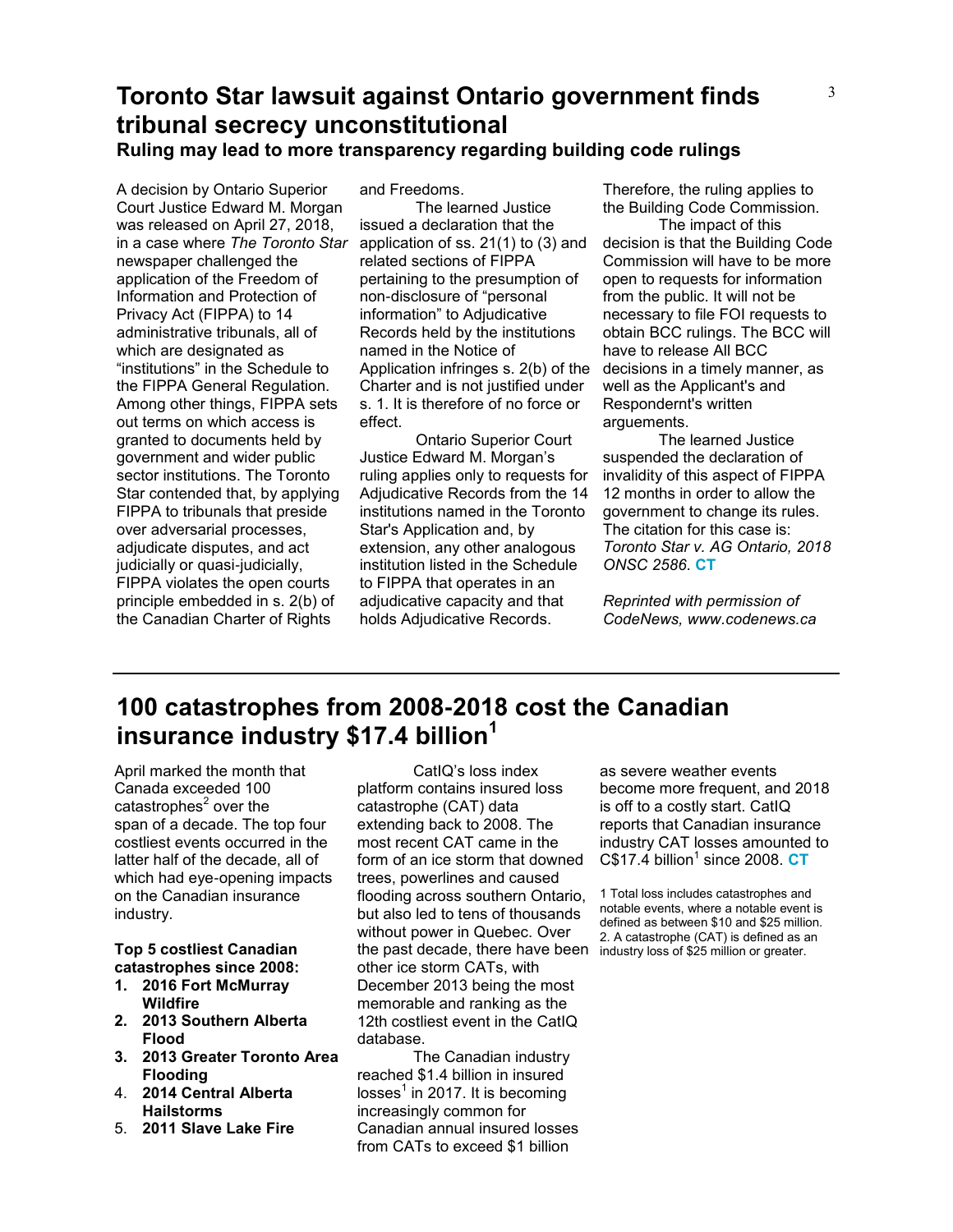## Toronto Star lawsuit against Ontario government finds tribunal secrecy unconstitutional

### Ruling may lead to more transparency regarding building code rulings

A decision by Ontario Superior Court Justice Edward M. Morgan was released on April 27, 2018, in a case where *The Toronto Star* newspaper challenged the application of the Freedom of Information and Protection of Privacy Act (FIPPA) to 14 administrative tribunals, all of which are designated as "institutions" in the Schedule to the FIPPA General Regulation. Among other things, FIPPA sets out terms on which access is granted to documents held by government and wider public sector institutions. The Toronto Star contended that, by applying FIPPA to tribunals that preside over adversarial processes, adjudicate disputes, and act judicially or quasi-judicially, FIPPA violates the open courts principle embedded in s. 2(b) of the Canadian Charter of Rights and Freedoms.

The learned Justice issued a declaration that the application of ss. 21(1) to (3) and related sections of FIPPA pertaining to the presumption of non-disclosure of "personal information" to Adjudicative Records held by the institutions named in the Notice of Application infringes s. 2(b) of the Charter and is not justified under s. 1. It is therefore of no force or effect.

Ontario Superior Court Justice Edward M. Morgan's ruling applies only to requests for Adjudicative Records from the 14 institutions named in the Toronto Star's Application and, by extension, any other analogous institution listed in the Schedule to FIPPA that operates in an adjudicative capacity and that holds Adjudicative Records. Therefore, the ruling applies to the Building Code Commission.

The impact of this decision is that the Building Code Commission will have to be more open to requests for information from the public. It will not be necessary to file FOI requests to obtain BCC rulings. The BCC will have to release All BCC decisions in a timely manner, as well as the Applicant's and Respondernt's written arguements.

The learned Justice suspended the declaration of invalidity of this aspect of FIPPA 12 months in order to allow the government to change its rules. The citation for this case is: *Toronto Star v. AG Ontario, 2018 ONSC 2586*. **CT**

*Reprinted with permission of CodeNews, www.codenews.ca*

---

## 100 catastrophes from 2008-2018 cost the Canadian insurance industry $17.4 billion[1]

April marked the month that Canada exceeded 100 catastrophes[2] over the span of a decade. The top four costliest events occurred in the latter half of the decade, all of which had eye-opening impacts on the Canadian insurance industry.

**Top 5 costliest Canadian catastrophes since 2008:**

1. **2016 Fort McMurray Wildfire**
2. **2013 Southern Alberta Flood**
3. **2013 Greater Toronto Area Flooding**
4. **2014 Central Alberta Hailstorms**
5. **2011 Slave Lake Fire**

CatIQ's loss index platform contains insured loss catastrophe (CAT) data extending back to 2008. The most recent CAT came in the form of an ice storm that downed trees, powerlines and caused flooding across southern Ontario, but also led to tens of thousands without power in Quebec. Over the past decade, there have been other ice storm CATs, with December 2013 being the most memorable and ranking as the 12th costliest event in the CatIQ database.

The Canadian industry reached $1.4 billion in insured losses[1] in 2017. It is becoming increasingly common for Canadian annual insured losses from CATs to exceed $1 billion as severe weather events become more frequent, and 2018 is off to a costly start. CatIQ reports that Canadian insurance industry CAT losses amounted to C$17.4 billion[1] since 2008. **CT**

1 Total loss includes catastrophes and notable events, where a notable event is defined as between $10 and $25 million.
2. A catastrophe (CAT) is defined as an industry loss of $25 million or greater.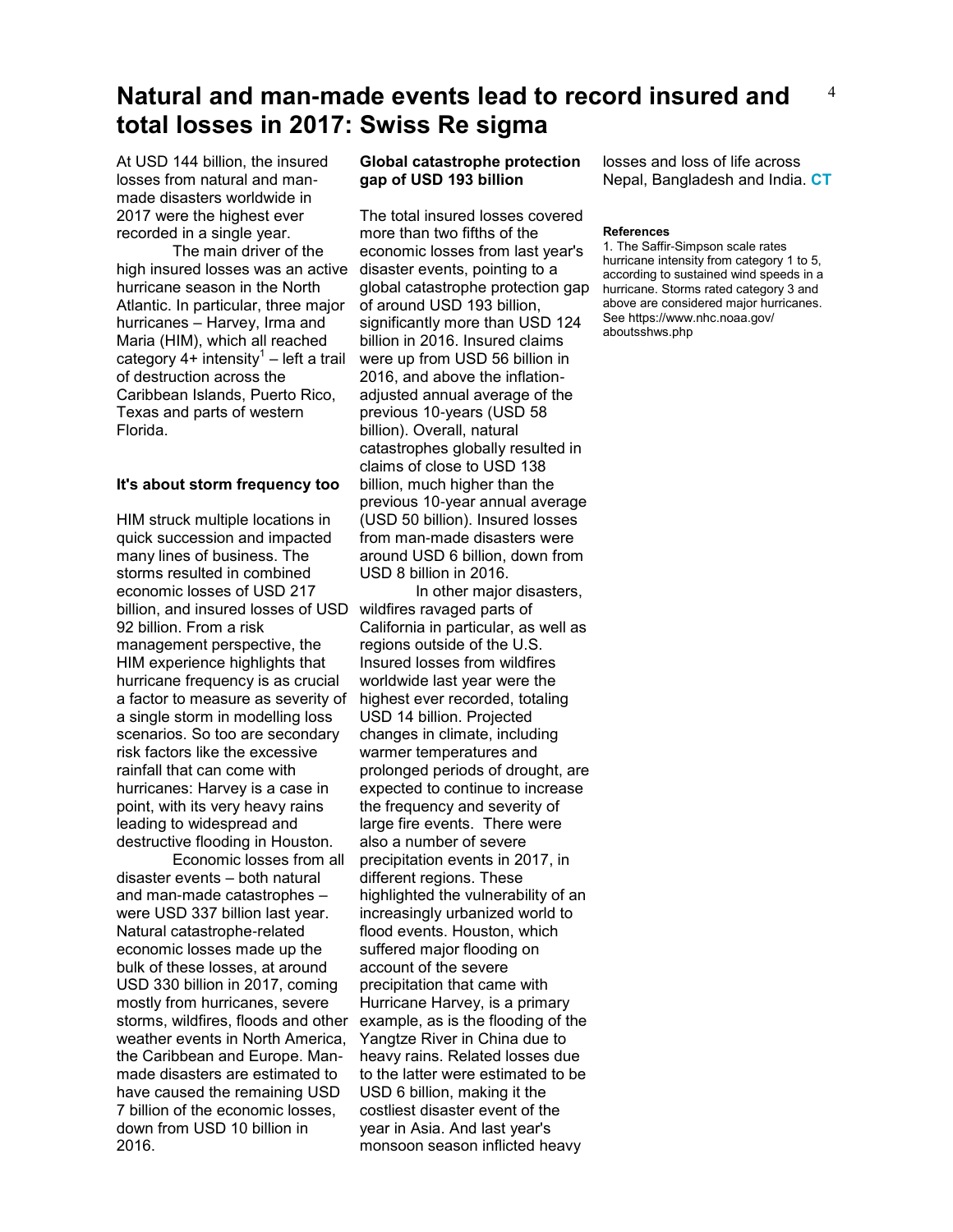# Natural and man-made events lead to record insured and total losses in 2017: Swiss Re sigma

At USD 144 billion, the insured losses from natural and man-made disasters worldwide in 2017 were the highest ever recorded in a single year.

The main driver of the high insured losses was an active hurricane season in the North Atlantic. In particular, three major hurricanes – Harvey, Irma and Maria (HIM), which all reached category 4+ intensity[1] – left a trail of destruction across the Caribbean Islands, Puerto Rico, Texas and parts of western Florida.

### It's about storm frequency too

HIM struck multiple locations in quick succession and impacted many lines of business. The storms resulted in combined economic losses of USD 217 billion, and insured losses of USD 92 billion. From a risk management perspective, the HIM experience highlights that hurricane frequency is as crucial a factor to measure as severity of a single storm in modelling loss scenarios. So too are secondary risk factors like the excessive rainfall that can come with hurricanes: Harvey is a case in point, with its very heavy rains leading to widespread and destructive flooding in Houston.

Economic losses from all disaster events – both natural and man-made catastrophes – were USD 337 billion last year. Natural catastrophe-related economic losses made up the bulk of these losses, at around USD 330 billion in 2017, coming mostly from hurricanes, severe storms, wildfires, floods and other weather events in North America, the Caribbean and Europe. Man-made disasters are estimated to have caused the remaining USD 7 billion of the economic losses, down from USD 10 billion in 2016.

### Global catastrophe protection gap of USD 193 billion

The total insured losses covered more than two fifths of the economic losses from last year's disaster events, pointing to a global catastrophe protection gap of around USD 193 billion, significantly more than USD 124 billion in 2016. Insured claims were up from USD 56 billion in 2016, and above the inflation-adjusted annual average of the previous 10-years (USD 58 billion). Overall, natural catastrophes globally resulted in claims of close to USD 138 billion, much higher than the previous 10-year annual average (USD 50 billion). Insured losses from man-made disasters were around USD 6 billion, down from USD 8 billion in 2016.

In other major disasters, wildfires ravaged parts of California in particular, as well as regions outside of the U.S. Insured losses from wildfires worldwide last year were the highest ever recorded, totaling USD 14 billion. Projected changes in climate, including warmer temperatures and prolonged periods of drought, are expected to continue to increase the frequency and severity of large fire events. There were also a number of severe precipitation events in 2017, in different regions. These highlighted the vulnerability of an increasingly urbanized world to flood events. Houston, which suffered major flooding on account of the severe precipitation that came with Hurricane Harvey, is a primary example, as is the flooding of the Yangtze River in China due to heavy rains. Related losses due to the latter were estimated to be USD 6 billion, making it the costliest disaster event of the year in Asia. And last year's monsoon season inflicted heavy losses and loss of life across Nepal, Bangladesh and India. **CT**

**References**

1. The Saffir-Simpson scale rates hurricane intensity from category 1 to 5, according to sustained wind speeds in a hurricane. Storms rated category 3 and above are considered major hurricanes. See https://www.nhc.noaa.gov/aboutsshws.php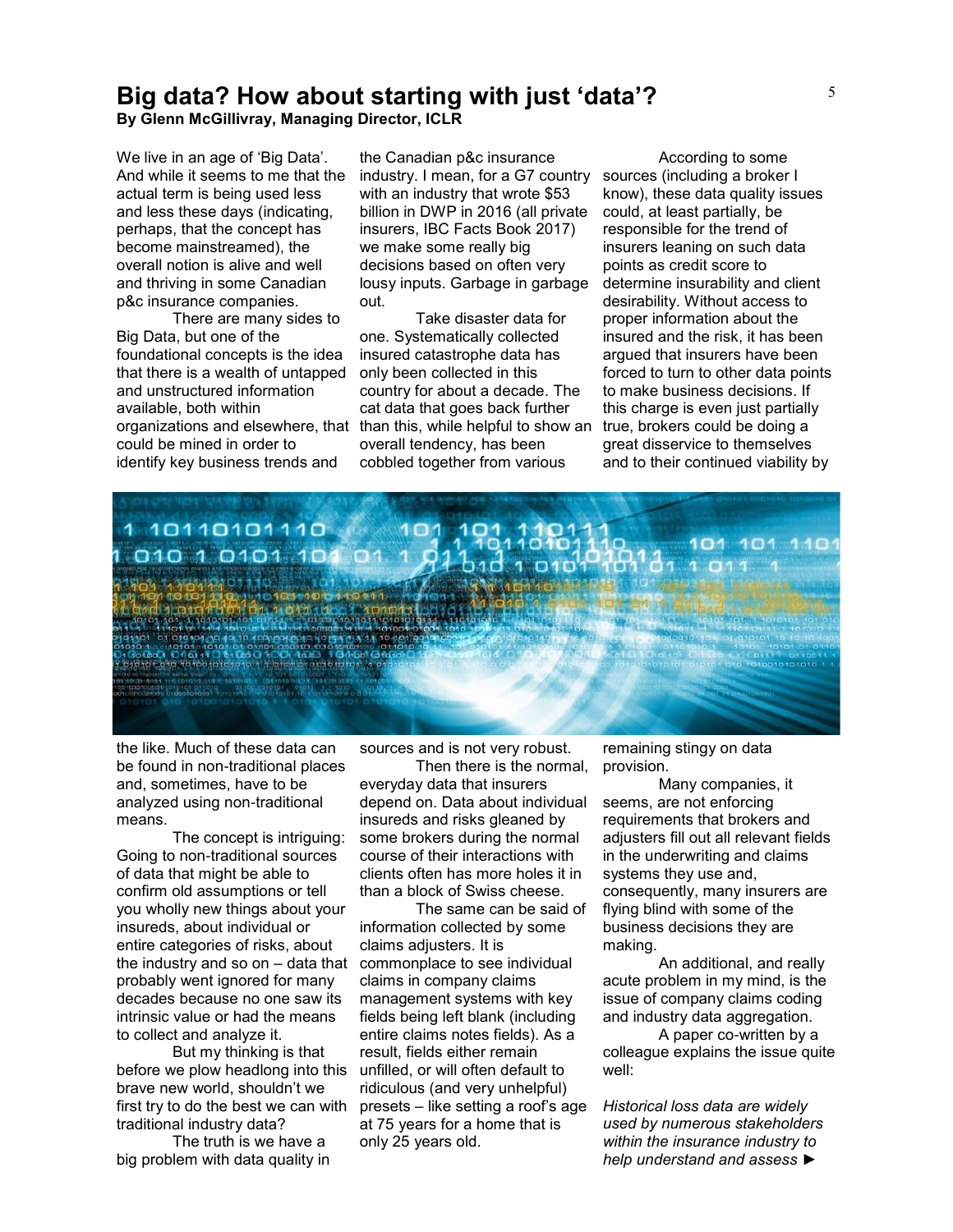# Big data? How about starting with just 'data'?

**By Glenn McGillivray, Managing Director, ICLR**

We live in an age of 'Big Data'. And while it seems to me that the actual term is being used less and less these days (indicating, perhaps, that the concept has become mainstreamed), the overall notion is alive and well and thriving in some Canadian p&c insurance companies.

There are many sides to Big Data, but one of the foundational concepts is the idea that there is a wealth of untapped and unstructured information available, both within organizations and elsewhere, that could be mined in order to identify key business trends and the like. Much of these data can be found in non-traditional places and, sometimes, have to be analyzed using non-traditional means.

The concept is intriguing: Going to non-traditional sources of data that might be able to confirm old assumptions or tell you wholly new things about your insureds, about individual or entire categories of risks, about the industry and so on – data that probably went ignored for many decades because no one saw its intrinsic value or had the means to collect and analyze it.

But my thinking is that before we plow headlong into this brave new world, shouldn't we first try to do the best we can with traditional industry data?

The truth is we have a big problem with data quality in the Canadian p&c insurance industry. I mean, for a G7 country with an industry that wrote $53 billion in DWP in 2016 (all private insurers, IBC Facts Book 2017) we make some really big decisions based on often very lousy inputs. Garbage in garbage out.

Take disaster data for one. Systematically collected insured catastrophe data has only been collected in this country for about a decade. The cat data that goes back further than this, while helpful to show an overall tendency, has been cobbled together from various sources and is not very robust.

Then there is the normal, everyday data that insurers depend on. Data about individual insureds and risks gleaned by some brokers during the normal course of their interactions with clients often has more holes it in than a block of Swiss cheese.

The same can be said of information collected by some claims adjusters. It is commonplace to see individual claims in company claims management systems with key fields being left blank (including entire claims notes fields). As a result, fields either remain unfilled, or will often default to ridiculous (and very unhelpful) presets – like setting a roof's age at 75 years for a home that is only 25 years old.

According to some sources (including a broker I know), these data quality issues could, at least partially, be responsible for the trend of insurers leaning on such data points as credit score to determine insurability and client desirability. Without access to proper information about the insured and the risk, it has been argued that insurers have been forced to turn to other data points to make business decisions. If this charge is even just partially true, brokers could be doing a great disservice to themselves and to their continued viability by remaining stingy on data provision.

Many companies, it seems, are not enforcing requirements that brokers and adjusters fill out all relevant fields in the underwriting and claims systems they use and, consequently, many insurers are flying blind with some of the business decisions they are making.

An additional, and really acute problem in my mind, is the issue of company claims coding and industry data aggregation.

A paper co-written by a colleague explains the issue quite well:

*Historical loss data are widely used by numerous stakeholders within the insurance industry to help understand and assess ►*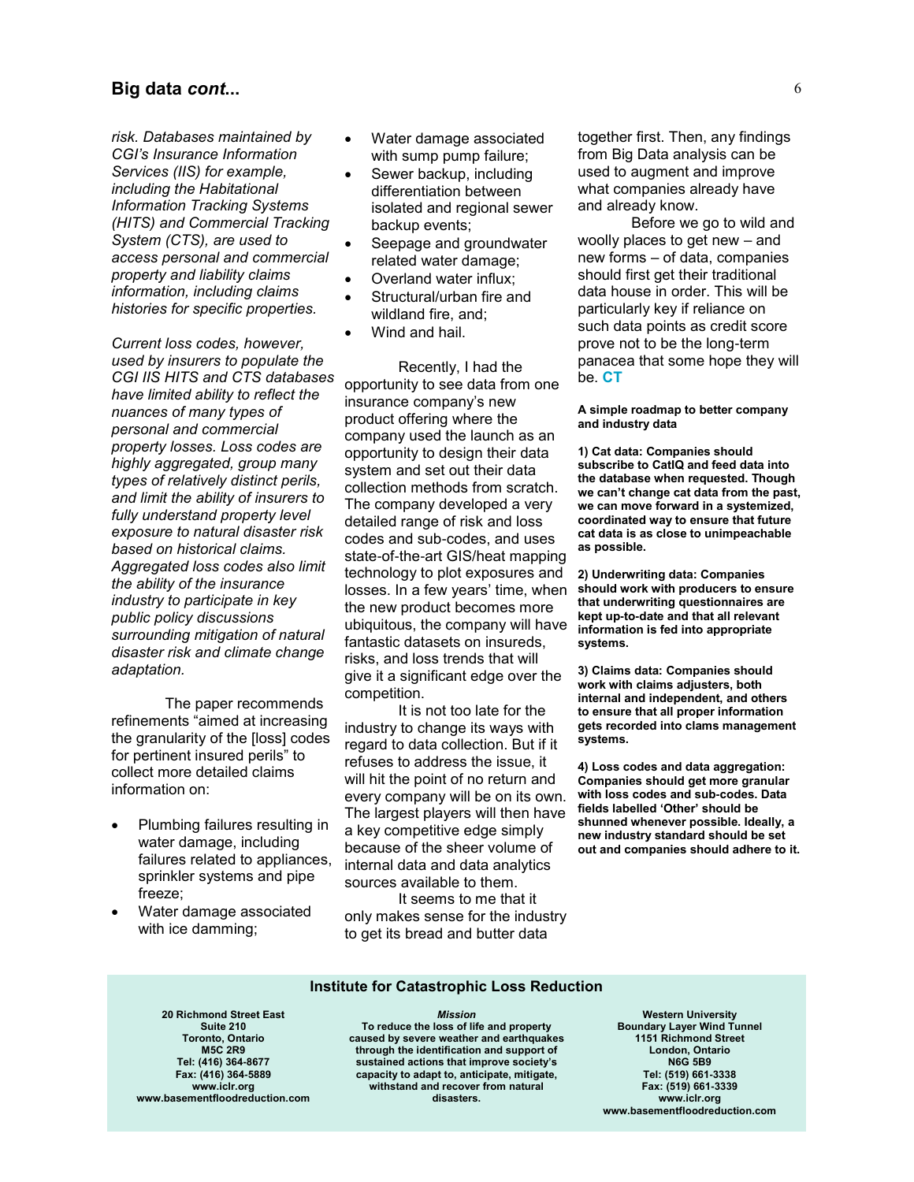## Big data *cont...*

*risk. Databases maintained by CGI's Insurance Information Services (IIS) for example, including the Habitational Information Tracking Systems (HITS) and Commercial Tracking System (CTS), are used to access personal and commercial property and liability claims information, including claims histories for specific properties.*

*Current loss codes, however, used by insurers to populate the CGI IIS HITS and CTS databases have limited ability to reflect the nuances of many types of personal and commercial property losses. Loss codes are highly aggregated, group many types of relatively distinct perils, and limit the ability of insurers to fully understand property level exposure to natural disaster risk based on historical claims. Aggregated loss codes also limit the ability of the insurance industry to participate in key public policy discussions surrounding mitigation of natural disaster risk and climate change adaptation.*

The paper recommends refinements "aimed at increasing the granularity of the [loss] codes for pertinent insured perils" to collect more detailed claims information on:

- Plumbing failures resulting in water damage, including failures related to appliances, sprinkler systems and pipe freeze;
- Water damage associated with ice damming;
- Water damage associated with sump pump failure;
- Sewer backup, including differentiation between isolated and regional sewer backup events;
- Seepage and groundwater related water damage;
- Overland water influx;
- Structural/urban fire and wildland fire, and;
- Wind and hail.

Recently, I had the opportunity to see data from one insurance company's new product offering where the company used the launch as an opportunity to design their data system and set out their data collection methods from scratch. The company developed a very detailed range of risk and loss codes and sub-codes, and uses state-of-the-art GIS/heat mapping technology to plot exposures and losses. In a few years' time, when the new product becomes more ubiquitous, the company will have fantastic datasets on insureds, risks, and loss trends that will give it a significant edge over the competition.

It is not too late for the industry to change its ways with regard to data collection. But if it refuses to address the issue, it will hit the point of no return and every company will be on its own. The largest players will then have a key competitive edge simply because of the sheer volume of internal data and data analytics sources available to them.

It seems to me that it only makes sense for the industry to get its bread and butter data together first. Then, any findings from Big Data analysis can be used to augment and improve what companies already have and already know.

Before we go to wild and woolly places to get new – and new forms – of data, companies should first get their traditional data house in order. This will be particularly key if reliance on such data points as credit score prove not to be the long-term panacea that some hope they will be. **CT**

**A simple roadmap to better company and industry data**

**1) Cat data: Companies should subscribe to CatIQ and feed data into the database when requested. Though we can't change cat data from the past, we can move forward in a systemized, coordinated way to ensure that future cat data is as close to unimpeachable as possible.**

**2) Underwriting data: Companies should work with producers to ensure that underwriting questionnaires are kept up-to-date and that all relevant information is fed into appropriate systems.**

**3) Claims data: Companies should work with claims adjusters, both internal and independent, and others to ensure that all proper information gets recorded into clams management systems.**

**4) Loss codes and data aggregation: Companies should get more granular with loss codes and sub-codes. Data fields labelled 'Other' should be shunned whenever possible. Ideally, a new industry standard should be set out and companies should adhere to it.**

---

**Institute for Catastrophic Loss Reduction**

**20 Richmond Street East**
**Suite 210**
**Toronto, Ontario**
**M5C 2R9**
**Tel: (416) 364-8677**
**Fax: (416) 364-5889**
**www.iclr.org**
**www.basementfloodreduction.com**

***Mission***
**To reduce the loss of life and property caused by severe weather and earthquakes through the identification and support of sustained actions that improve society's capacity to adapt to, anticipate, mitigate, withstand and recover from natural disasters.**

**Western University**
**Boundary Layer Wind Tunnel**
**1151 Richmond Street**
**London, Ontario**
**N6G 5B9**
**Tel: (519) 661-3338**
**Fax: (519) 661-3339**
**www.iclr.org**
**www.basementfloodreduction.com**